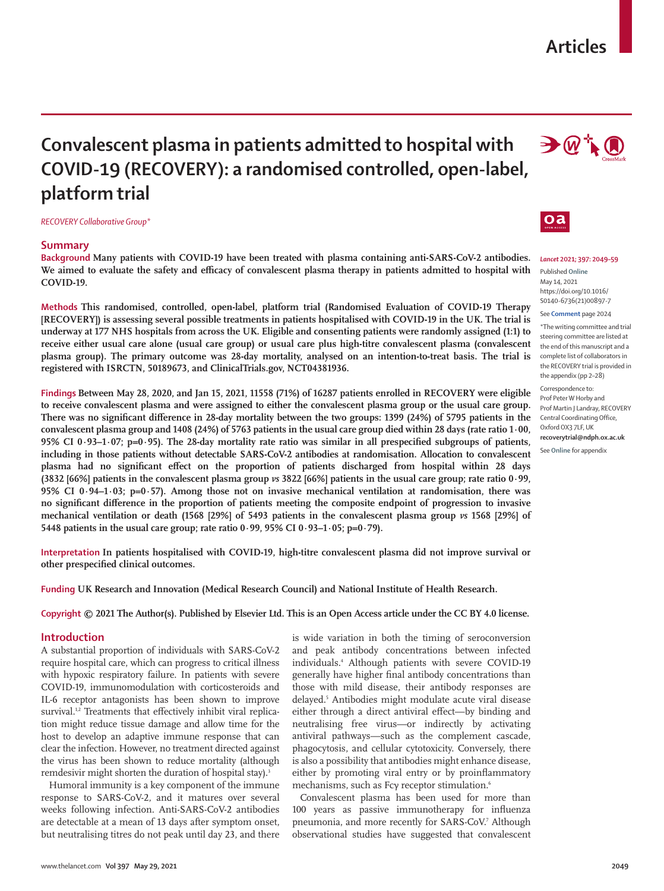Articles

# Convalescent plasma in patients admitted to hospital with COVID-19 (RECOVERY): a randomised controlled, open-label, platform trial

*RECOVERY Collaborative Group\**

## Summary

**Background** **Many patients with COVID-19 have been treated with plasma containing anti-SARS-CoV-2 antibodies. We aimed to evaluate the safety and efficacy of convalescent plasma therapy in patients admitted to hospital with COVID-19.**

**Methods** **This randomised, controlled, open-label, platform trial (Randomised Evaluation of COVID-19 Therapy [RECOVERY]) is assessing several possible treatments in patients hospitalised with COVID-19 in the UK. The trial is underway at 177 NHS hospitals from across the UK. Eligible and consenting patients were randomly assigned (1:1) to receive either usual care alone (usual care group) or usual care plus high-titre convalescent plasma (convalescent plasma group). The primary outcome was 28-day mortality, analysed on an intention-to-treat basis. The trial is registered with ISRCTN, 50189673, and ClinicalTrials.gov, NCT04381936.**

**Findings** **Between May 28, 2020, and Jan 15, 2021, 11558 (71%) of 16287 patients enrolled in RECOVERY were eligible to receive convalescent plasma and were assigned to either the convalescent plasma group or the usual care group. There was no significant difference in 28-day mortality between the two groups: 1399 (24%) of 5795 patients in the convalescent plasma group and 1408 (24%) of 5763 patients in the usual care group died within 28 days (rate ratio 1·00, 95% CI 0·93–1·07; p=0·95). The 28-day mortality rate ratio was similar in all prespecified subgroups of patients, including in those patients without detectable SARS-CoV-2 antibodies at randomisation. Allocation to convalescent plasma had no significant effect on the proportion of patients discharged from hospital within 28 days (3832 [66%] patients in the convalescent plasma group *vs* 3822 [66%] patients in the usual care group; rate ratio 0·99, 95% CI 0·94–1·03; p=0·57). Among those not on invasive mechanical ventilation at randomisation, there was no significant difference in the proportion of patients meeting the composite endpoint of progression to invasive mechanical ventilation or death (1568 [29%] of 5493 patients in the convalescent plasma group *vs* 1568 [29%] of 5448 patients in the usual care group; rate ratio 0·99, 95% CI 0·93–1·05; p=0·79).**

**Interpretation** **In patients hospitalised with COVID-19, high-titre convalescent plasma did not improve survival or other prespecified clinical outcomes.**

**Funding** **UK Research and Innovation (Medical Research Council) and National Institute of Health Research.**

**Copyright** **© 2021 The Author(s). Published by Elsevier Ltd. This is an Open Access article under the CC BY 4.0 license.**

*Lancet* 2021; 397: 2049–59

Published **Online** May 14, 2021 https://doi.org/10.1016/S0140-6736(21)00897-7

See **Comment** page 2024

\*The writing committee and trial steering committee are listed at the end of this manuscript and a complete list of collaborators in the RECOVERY trial is provided in the appendix (pp 2–28)

Correspondence to: Prof Peter W Horby and Prof Martin J Landray, RECOVERY Central Coordinating Office, Oxford OX3 7LF, UK **recoverytrial@ndph.ox.ac.uk**

See **Online** for appendix

## Introduction

A substantial proportion of individuals with SARS-CoV-2 require hospital care, which can progress to critical illness with hypoxic respiratory failure. In patients with severe COVID-19, immunomodulation with corticosteroids and IL-6 receptor antagonists has been shown to improve survival.[1,2] Treatments that effectively inhibit viral replication might reduce tissue damage and allow time for the host to develop an adaptive immune response that can clear the infection. However, no treatment directed against the virus has been shown to reduce mortality (although remdesivir might shorten the duration of hospital stay).[3]

Humoral immunity is a key component of the immune response to SARS-CoV-2, and it matures over several weeks following infection. Anti-SARS-CoV-2 antibodies are detectable at a mean of 13 days after symptom onset, but neutralising titres do not peak until day 23, and there is wide variation in both the timing of seroconversion and peak antibody concentrations between infected individuals.[4] Although patients with severe COVID-19 generally have higher final antibody concentrations than those with mild disease, their antibody responses are delayed.[5] Antibodies might modulate acute viral disease either through a direct antiviral effect—by binding and neutralising free virus—or indirectly by activating antiviral pathways—such as the complement cascade, phagocytosis, and cellular cytotoxicity. Conversely, there is also a possibility that antibodies might enhance disease, either by promoting viral entry or by proinflammatory mechanisms, such as Fcγ receptor stimulation.[6]

Convalescent plasma has been used for more than 100 years as passive immunotherapy for influenza pneumonia, and more recently for SARS-CoV.[7] Although observational studies have suggested that convalescent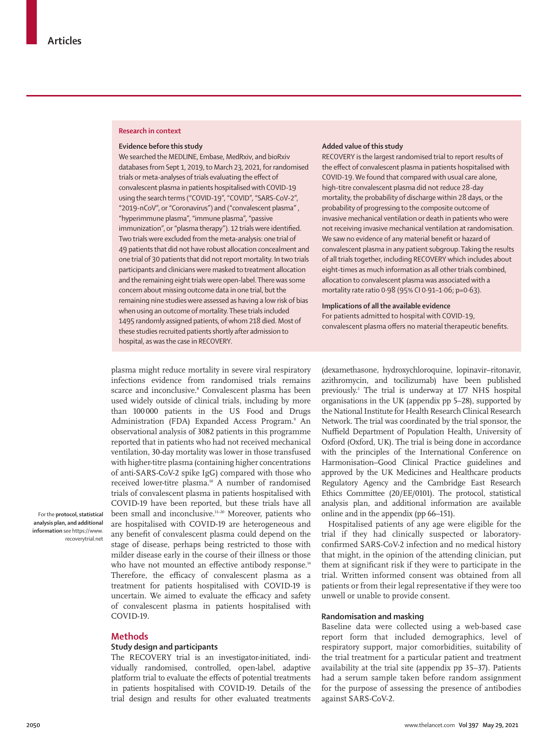## Research in context

### Evidence before this study

We searched the MEDLINE, Embase, MedRxiv, and bioRxiv databases from Sept 1, 2019, to March 23, 2021, for randomised trials or meta-analyses of trials evaluating the effect of convalescent plasma in patients hospitalised with COVID-19 using the search terms ("COVID-19", "COVID", "SARS-CoV-2", "2019-nCoV", or "Coronavirus") and ("convalescent plasma", "hyperimmune plasma", "immune plasma", "passive immunization", or "plasma therapy"). 12 trials were identified. Two trials were excluded from the meta-analysis: one trial of 49 patients that did not have robust allocation concealment and one trial of 30 patients that did not report mortality. In two trials participants and clinicians were masked to treatment allocation and the remaining eight trials were open-label. There was some concern about missing outcome data in one trial, but the remaining nine studies were assessed as having a low risk of bias when using an outcome of mortality. These trials included 1495 randomly assigned patients, of whom 218 died. Most of these studies recruited patients shortly after admission to hospital, as was the case in RECOVERY.

### Added value of this study

RECOVERY is the largest randomised trial to report results of the effect of convalescent plasma in patients hospitalised with COVID-19. We found that compared with usual care alone, high-titre convalescent plasma did not reduce 28-day mortality, the probability of discharge within 28 days, or the probability of progressing to the composite outcome of invasive mechanical ventilation or death in patients who were not receiving invasive mechanical ventilation at randomisation. We saw no evidence of any material benefit or hazard of convalescent plasma in any patient subgroup. Taking the results of all trials together, including RECOVERY which includes about eight-times as much information as all other trials combined, allocation to convalescent plasma was associated with a mortality rate ratio 0·98 (95% CI 0·91–1·06; p=0·63).

### Implications of all the available evidence

For patients admitted to hospital with COVID-19, convalescent plasma offers no material therapeutic benefits.

plasma might reduce mortality in severe viral respiratory infections evidence from randomised trials remains scarce and inconclusive.[8] Convalescent plasma has been used widely outside of clinical trials, including by more than 100 000 patients in the US Food and Drugs Administration (FDA) Expanded Access Program.[9] An observational analysis of 3082 patients in this programme reported that in patients who had not received mechanical ventilation, 30-day mortality was lower in those transfused with higher-titre plasma (containing higher concentrations of anti-SARS-CoV-2 spike IgG) compared with those who received lower-titre plasma.[10] A number of randomised trials of convalescent plasma in patients hospitalised with COVID-19 have been reported, but these trials have all been small and inconclusive.[11–20] Moreover, patients who are hospitalised with COVID-19 are heterogeneous and any benefit of convalescent plasma could depend on the stage of disease, perhaps being restricted to those with milder disease early in the course of their illness or those who have not mounted an effective antibody response.[14] Therefore, the efficacy of convalescent plasma as a treatment for patients hospitalised with COVID-19 is uncertain. We aimed to evaluate the efficacy and safety of convalescent plasma in patients hospitalised with COVID-19.

For the **protocol, statistical analysis plan, and additional information** see https://www.recoverytrial.net

## Methods

### Study design and participants

The RECOVERY trial is an investigator-initiated, individually randomised, controlled, open-label, adaptive platform trial to evaluate the effects of potential treatments in patients hospitalised with COVID-19. Details of the trial design and results for other evaluated treatments (dexamethasone, hydroxychloroquine, lopinavir–ritonavir, azithromycin, and tocilizumab) have been published previously.[2] The trial is underway at 177 NHS hospital organisations in the UK (appendix pp 5–28), supported by the National Institute for Health Research Clinical Research Network. The trial was coordinated by the trial sponsor, the Nuffield Department of Population Health, University of Oxford (Oxford, UK). The trial is being done in accordance with the principles of the International Conference on Harmonisation–Good Clinical Practice guidelines and approved by the UK Medicines and Healthcare products Regulatory Agency and the Cambridge East Research Ethics Committee (20/EE/0101). The protocol, statistical analysis plan, and additional information are available online and in the appendix (pp 66–151).

Hospitalised patients of any age were eligible for the trial if they had clinically suspected or laboratory-confirmed SARS-CoV-2 infection and no medical history that might, in the opinion of the attending clinician, put them at significant risk if they were to participate in the trial. Written informed consent was obtained from all patients or from their legal representative if they were too unwell or unable to provide consent.

### Randomisation and masking

Baseline data were collected using a web-based case report form that included demographics, level of respiratory support, major comorbidities, suitability of the trial treatment for a particular patient and treatment availability at the trial site (appendix pp 35–37). Patients had a serum sample taken before random assignment for the purpose of assessing the presence of antibodies against SARS-CoV-2.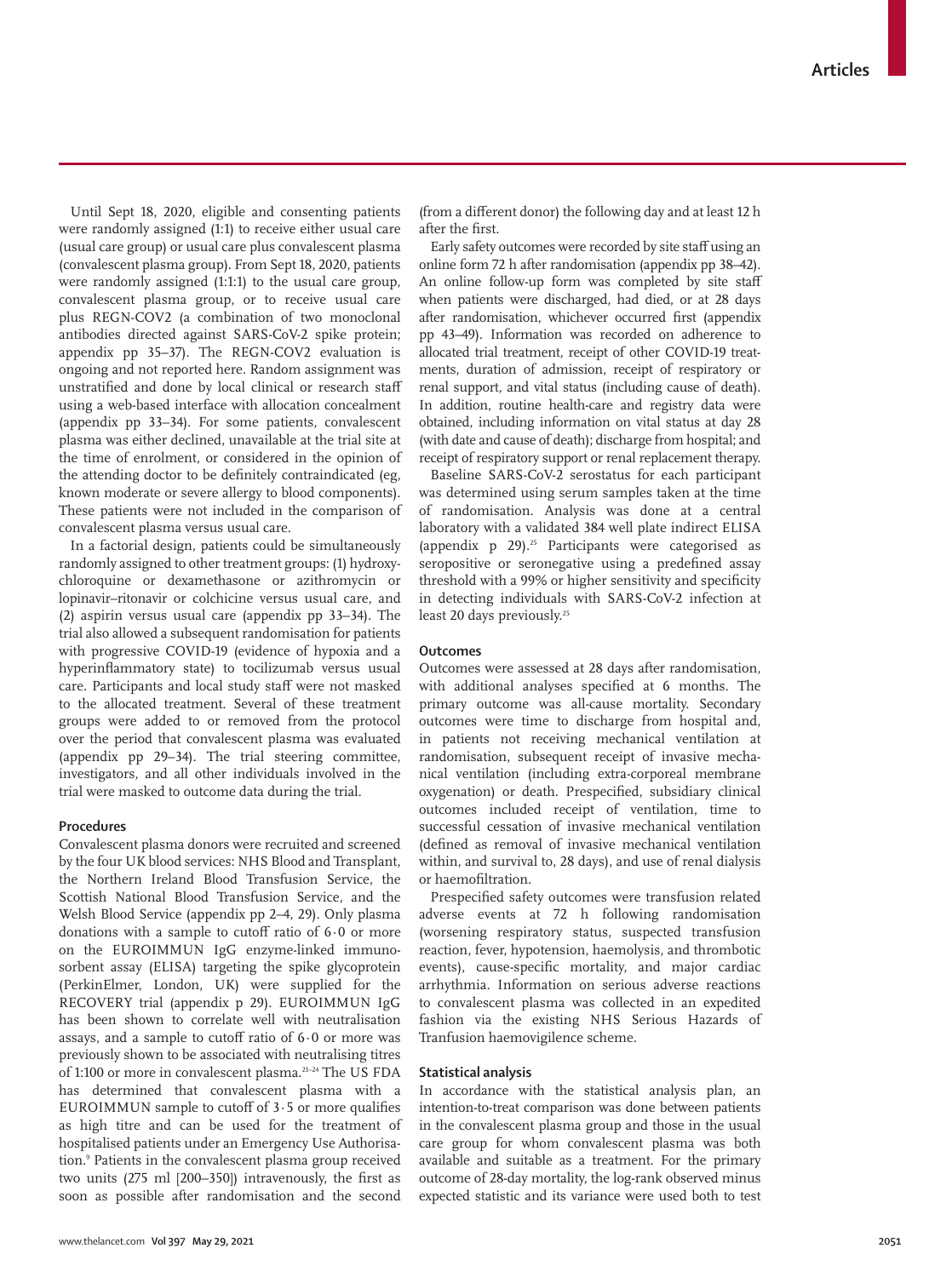Until Sept 18, 2020, eligible and consenting patients were randomly assigned (1:1) to receive either usual care (usual care group) or usual care plus convalescent plasma (convalescent plasma group). From Sept 18, 2020, patients were randomly assigned (1:1:1) to the usual care group, convalescent plasma group, or to receive usual care plus REGN-COV2 (a combination of two monoclonal antibodies directed against SARS-CoV-2 spike protein; appendix pp 35–37). The REGN-COV2 evaluation is ongoing and not reported here. Random assignment was unstratified and done by local clinical or research staff using a web-based interface with allocation concealment (appendix pp 33–34). For some patients, convalescent plasma was either declined, unavailable at the trial site at the time of enrolment, or considered in the opinion of the attending doctor to be definitely contraindicated (eg, known moderate or severe allergy to blood components). These patients were not included in the comparison of convalescent plasma versus usual care.

In a factorial design, patients could be simultaneously randomly assigned to other treatment groups: (1) hydroxychloroquine or dexamethasone or azithromycin or lopinavir–ritonavir or colchicine versus usual care, and (2) aspirin versus usual care (appendix pp 33–34). The trial also allowed a subsequent randomisation for patients with progressive COVID-19 (evidence of hypoxia and a hyperinflammatory state) to tocilizumab versus usual care. Participants and local study staff were not masked to the allocated treatment. Several of these treatment groups were added to or removed from the protocol over the period that convalescent plasma was evaluated (appendix pp 29–34). The trial steering committee, investigators, and all other individuals involved in the trial were masked to outcome data during the trial.

### Procedures

Convalescent plasma donors were recruited and screened by the four UK blood services: NHS Blood and Transplant, the Northern Ireland Blood Transfusion Service, the Scottish National Blood Transfusion Service, and the Welsh Blood Service (appendix pp 2–4, 29). Only plasma donations with a sample to cutoff ratio of 6·0 or more on the EUROIMMUN IgG enzyme-linked immunosorbent assay (ELISA) targeting the spike glycoprotein (PerkinElmer, London, UK) were supplied for the RECOVERY trial (appendix p 29). EUROIMMUN IgG has been shown to correlate well with neutralisation assays, and a sample to cutoff ratio of 6·0 or more was previously shown to be associated with neutralising titres of 1:100 or more in convalescent plasma.[21–24] The US FDA has determined that convalescent plasma with a EUROIMMUN sample to cutoff of 3·5 or more qualifies as high titre and can be used for the treatment of hospitalised patients under an Emergency Use Authorisation.[9] Patients in the convalescent plasma group received two units (275 ml [200–350]) intravenously, the first as soon as possible after randomisation and the second (from a different donor) the following day and at least 12 h after the first.

Early safety outcomes were recorded by site staff using an online form 72 h after randomisation (appendix pp 38–42). An online follow-up form was completed by site staff when patients were discharged, had died, or at 28 days after randomisation, whichever occurred first (appendix pp 43–49). Information was recorded on adherence to allocated trial treatment, receipt of other COVID-19 treatments, duration of admission, receipt of respiratory or renal support, and vital status (including cause of death). In addition, routine health-care and registry data were obtained, including information on vital status at day 28 (with date and cause of death); discharge from hospital; and receipt of respiratory support or renal replacement therapy.

Baseline SARS-CoV-2 serostatus for each participant was determined using serum samples taken at the time of randomisation. Analysis was done at a central laboratory with a validated 384 well plate indirect ELISA (appendix p 29).[25] Participants were categorised as seropositive or seronegative using a predefined assay threshold with a 99% or higher sensitivity and specificity in detecting individuals with SARS-CoV-2 infection at least 20 days previously.[25]

### Outcomes

Outcomes were assessed at 28 days after randomisation, with additional analyses specified at 6 months. The primary outcome was all-cause mortality. Secondary outcomes were time to discharge from hospital and, in patients not receiving mechanical ventilation at randomisation, subsequent receipt of invasive mechanical ventilation (including extra-corporeal membrane oxygenation) or death. Prespecified, subsidiary clinical outcomes included receipt of ventilation, time to successful cessation of invasive mechanical ventilation (defined as removal of invasive mechanical ventilation within, and survival to, 28 days), and use of renal dialysis or haemofiltration.

Prespecified safety outcomes were transfusion related adverse events at 72 h following randomisation (worsening respiratory status, suspected transfusion reaction, fever, hypotension, haemolysis, and thrombotic events), cause-specific mortality, and major cardiac arrhythmia. Information on serious adverse reactions to convalescent plasma was collected in an expedited fashion via the existing NHS Serious Hazards of Tranfusion haemovigilence scheme.

### Statistical analysis

In accordance with the statistical analysis plan, an intention-to-treat comparison was done between patients in the convalescent plasma group and those in the usual care group for whom convalescent plasma was both available and suitable as a treatment. For the primary outcome of 28-day mortality, the log-rank observed minus expected statistic and its variance were used both to test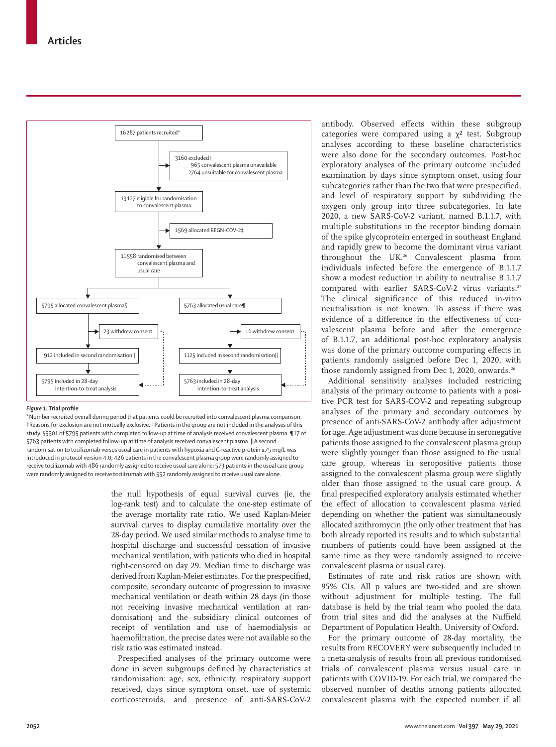16287 patients recruited*

→ 3160 excluded†
- 965 convalescent plasma unavailable
- 2764 unsuitable for convalescent plasma

13127 eligible for randomisation to convalescent plasma

→ 1569 allocated REGN-COV-2‡

11558 randomised between convalescent plasma and usual care

| Convalescent plasma | Usual care |
|---|---|
| 5795 allocated convalescent plasma§ | 5763 allocated usual care¶ |
| 23 withdrew consent | 16 withdrew consent |
| 912 included in second randomisation‖ | 1125 included in second randomisation‖ |
| 5795 included in 28-day intention-to-treat analysis | 5763 included in 28-day intention-to-treat analysis |

***Figure 1:*** **Trial profile**

*Number recruited overall during period that patients could be recruited into convalescent plasma comparison. †Reasons for exclusion are not mutually exclusive. ‡Patients in the group are not included in the analyses of this study. §5301 of 5795 patients with completed follow-up at time of analysis received convalescent plasma. ¶17 of 5763 patients with completed follow-up at time of analysis received convalescent plasma. ‖A second randomisation to tocilizumab versus usual care in patients with hypoxia and C-reactive protein ≥75 mg/L was introduced in protocol version 4.0; 426 patients in the convalescent plasma group were randomly assigned to receive tocilizumab with 486 randomly assigned to receive usual care alone; 573 patients in the usual care group were randomly assigned to receive tocilizumab with 552 randomly assigned to receive usual care alone.

the null hypothesis of equal survival curves (ie, the log-rank test) and to calculate the one-step estimate of the average mortality rate ratio. We used Kaplan-Meier survival curves to display cumulative mortality over the 28-day period. We used similar methods to analyse time to hospital discharge and successful cessation of invasive mechanical ventilation, with patients who died in hospital right-censored on day 29. Median time to discharge was derived from Kaplan-Meier estimates. For the prespecified, composite, secondary outcome of progression to invasive mechanical ventilation or death within 28 days (in those not receiving invasive mechanical ventilation at randomisation) and the subsidiary clinical outcomes of receipt of ventilation and use of haemodialysis or haemofiltration, the precise dates were not available so the risk ratio was estimated instead.

Prespecified analyses of the primary outcome were done in seven subgroups defined by characteristics at randomisation: age, sex, ethnicity, respiratory support received, days since symptom onset, use of systemic corticosteroids, and presence of anti-SARS-CoV-2 antibody. Observed effects within these subgroup categories were compared using a $\chi^2$ test. Subgroup analyses according to these baseline characteristics were also done for the secondary outcomes. Post-hoc exploratory analyses of the primary outcome included examination by days since symptom onset, using four subcategories rather than the two that were prespecified, and level of respiratory support by subdividing the oxygen only group into three subcategories. In late 2020, a new SARS-CoV-2 variant, named B.1.1.7, with multiple substitutions in the receptor binding domain of the spike glycoprotein emerged in southeast England and rapidly grew to become the dominant virus variant throughout the UK.[26] Convalescent plasma from individuals infected before the emergence of B.1.1.7 show a modest reduction in ability to neutralise B.1.1.7 compared with earlier SARS-CoV-2 virus variants.[27] The clinical significance of this reduced in-vitro neutralisation is not known. To assess if there was evidence of a difference in the effectiveness of convalescent plasma before and after the emergence of B.1.1.7, an additional post-hoc exploratory analysis was done of the primary outcome comparing effects in patients randomly assigned before Dec 1, 2020, with those randomly assigned from Dec 1, 2020, onwards.[26]

Additional sensitivity analyses included restricting analysis of the primary outcome to patients with a positive PCR test for SARS-COV-2 and repeating subgroup analyses of the primary and secondary outcomes by presence of anti-SARS-CoV-2 antibody after adjustment for age. Age adjustment was done because in seronegative patients those assigned to the convalescent plasma group were slightly younger than those assigned to the usual care group, whereas in seropositive patients those assigned to the convalescent plasma group were slightly older than those assigned to the usual care group. A final prespecified exploratory analysis estimated whether the effect of allocation to convalescent plasma varied depending on whether the patient was simultaneously allocated azithromycin (the only other treatment that has both already reported its results and to which substantial numbers of patients could have been assigned at the same time as they were randomly assigned to receive convalescent plasma or usual care).

Estimates of rate and risk ratios are shown with 95% CIs. All p values are two-sided and are shown without adjustment for multiple testing. The full database is held by the trial team who pooled the data from trial sites and did the analyses at the Nuffield Department of Population Health, University of Oxford.

For the primary outcome of 28-day mortality, the results from RECOVERY were subsequently included in a meta-analysis of results from all previous randomised trials of convalescent plasma versus usual care in patients with COVID-19. For each trial, we compared the observed number of deaths among patients allocated convalescent plasma with the expected number if all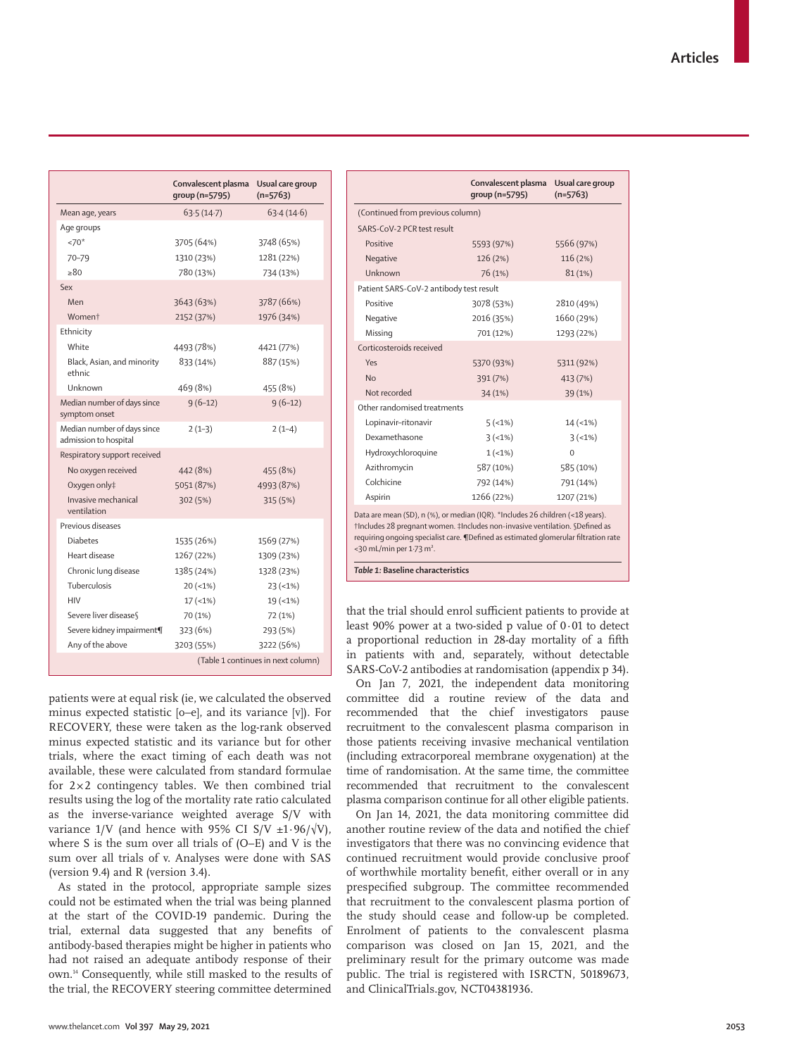| | Convalescent plasma group (n=5795) | Usual care group (n=5763) |
|---|---|---|
| Mean age, years | 63·5 (14·7) | 63·4 (14·6) |
| Age groups | | |
| <70* | 3705 (64%) | 3748 (65%) |
| 70–79 | 1310 (23%) | 1281 (22%) |
| ≥80 | 780 (13%) | 734 (13%) |
| Sex | | |
| Men | 3643 (63%) | 3787 (66%) |
| Women† | 2152 (37%) | 1976 (34%) |
| Ethnicity | | |
| White | 4493 (78%) | 4421 (77%) |
| Black, Asian, and minority ethnic | 833 (14%) | 887 (15%) |
| Unknown | 469 (8%) | 455 (8%) |
| Median number of days since symptom onset | 9 (6–12) | 9 (6–12) |
| Median number of days since admission to hospital | 2 (1–3) | 2 (1–4) |
| Respiratory support received | | |
| No oxygen received | 442 (8%) | 455 (8%) |
| Oxygen only‡ | 5051 (87%) | 4993 (87%) |
| Invasive mechanical ventilation | 302 (5%) | 315 (5%) |
| Previous diseases | | |
| Diabetes | 1535 (26%) | 1569 (27%) |
| Heart disease | 1267 (22%) | 1309 (23%) |
| Chronic lung disease | 1385 (24%) | 1328 (23%) |
| Tuberculosis | 20 (<1%) | 23 (<1%) |
| HIV | 17 (<1%) | 19 (<1%) |
| Severe liver disease§ | 70 (1%) | 72 (1%) |
| Severe kidney impairment¶ | 323 (6%) | 293 (5%) |
| Any of the above | 3203 (55%) | 3222 (56%) |
| SARS-CoV-2 PCR test result | | |
| Positive | 5593 (97%) | 5566 (97%) |
| Negative | 126 (2%) | 116 (2%) |
| Unknown | 76 (1%) | 81 (1%) |
| Patient SARS-CoV-2 antibody test result | | |
| Positive | 3078 (53%) | 2810 (49%) |
| Negative | 2016 (35%) | 1660 (29%) |
| Missing | 701 (12%) | 1293 (22%) |
| Corticosteroids received | | |
| Yes | 5370 (93%) | 5311 (92%) |
| No | 391 (7%) | 413 (7%) |
| Not recorded | 34 (1%) | 39 (1%) |
| Other randomised treatments | | |
| Lopinavir–ritonavir | 5 (<1%) | 14 (<1%) |
| Dexamethasone | 3 (<1%) | 3 (<1%) |
| Hydroxychloroquine | 1 (<1%) | 0 |
| Azithromycin | 587 (10%) | 585 (10%) |
| Colchicine | 792 (14%) | 791 (14%) |
| Aspirin | 1266 (22%) | 1207 (21%) |

Data are mean (SD), n (%), or median (IQR). *Includes 26 children (<18 years). †Includes 28 pregnant women. ‡Includes non-invasive ventilation. §Defined as requiring ongoing specialist care. ¶Defined as estimated glomerular filtration rate <30 mL/min per 1·73 m².

***Table 1:*** **Baseline characteristics**

patients were at equal risk (ie, we calculated the observed minus expected statistic [o–e], and its variance [v]). For RECOVERY, these were taken as the log-rank observed minus expected statistic and its variance but for other trials, where the exact timing of each death was not available, these were calculated from standard formulae for 2×2 contingency tables. We then combined trial results using the log of the mortality rate ratio calculated as the inverse-variance weighted average S/V with variance 1/V (and hence with 95% CI S/V $\pm 1{\cdot}96/\sqrt{V}$), where S is the sum over all trials of (O–E) and V is the sum over all trials of v. Analyses were done with SAS (version 9.4) and R (version 3.4).

As stated in the protocol, appropriate sample sizes could not be estimated when the trial was being planned at the start of the COVID-19 pandemic. During the trial, external data suggested that any benefits of antibody-based therapies might be higher in patients who had not raised an adequate antibody response of their own.[14] Consequently, while still masked to the results of the trial, the RECOVERY steering committee determined that the trial should enrol sufficient patients to provide at least 90% power at a two-sided p value of 0·01 to detect a proportional reduction in 28-day mortality of a fifth in patients with and, separately, without detectable SARS-CoV-2 antibodies at randomisation (appendix p 34).

On Jan 7, 2021, the independent data monitoring committee did a routine review of the data and recommended that the chief investigators pause recruitment to the convalescent plasma comparison in those patients receiving invasive mechanical ventilation (including extracorporeal membrane oxygenation) at the time of randomisation. At the same time, the committee recommended that recruitment to the convalescent plasma comparison continue for all other eligible patients.

On Jan 14, 2021, the data monitoring committee did another routine review of the data and notified the chief investigators that there was no convincing evidence that continued recruitment would provide conclusive proof of worthwhile mortality benefit, either overall or in any prespecified subgroup. The committee recommended that recruitment to the convalescent plasma portion of the study should cease and follow-up be completed. Enrolment of patients to the convalescent plasma comparison was closed on Jan 15, 2021, and the preliminary result for the primary outcome was made public. The trial is registered with ISRCTN, 50189673, and ClinicalTrials.gov, NCT04381936.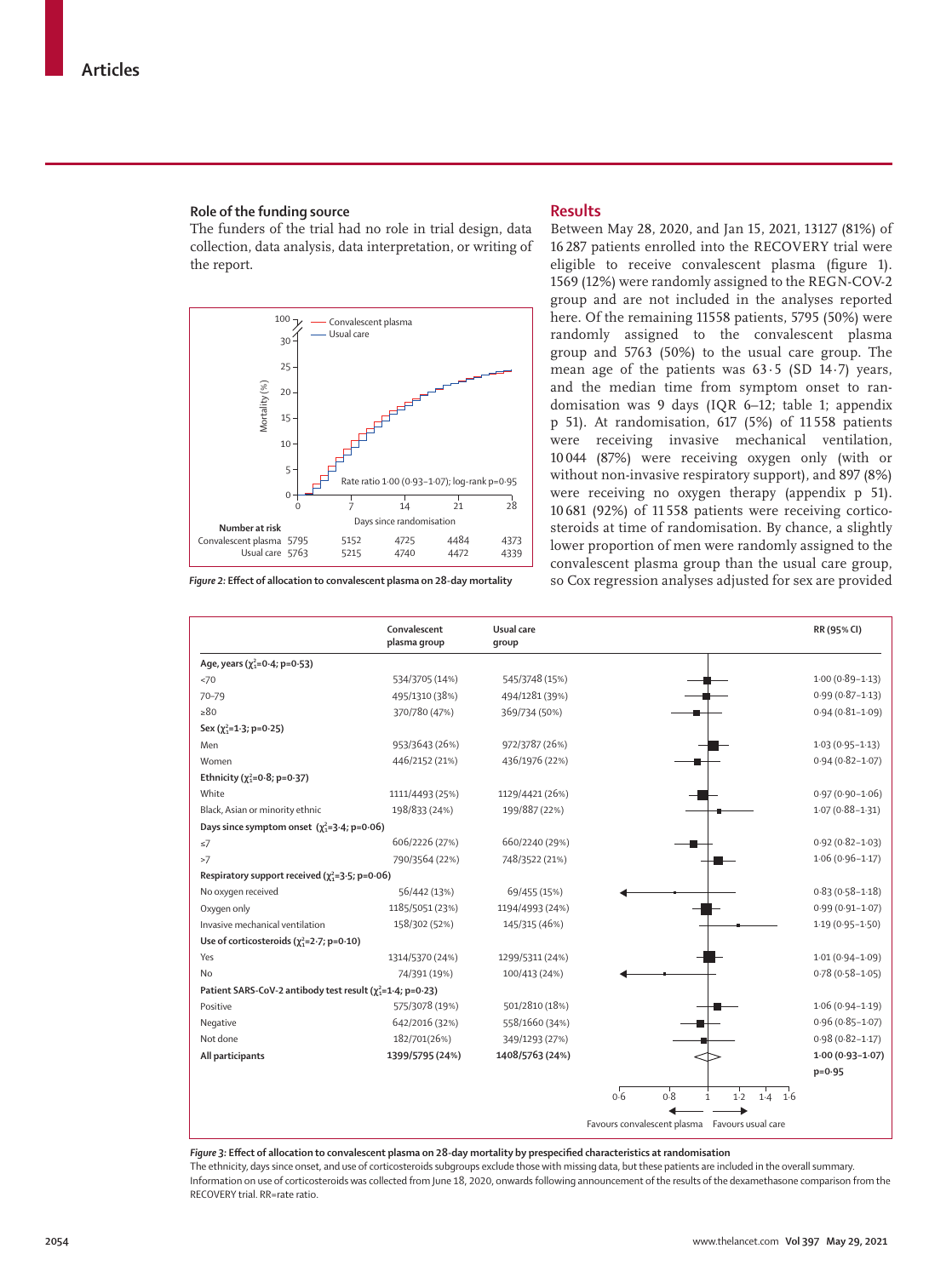### Role of the funding source

The funders of the trial had no role in trial design, data collection, data analysis, data interpretation, or writing of the report.

| Number at risk | 0 | 7 | 14 | 21 | 28 |
|---|---|---|---|---|---|
| Convalescent plasma | 5795 | 5152 | 4725 | 4484 | 4373 |
| Usual care | 5763 | 5215 | 4740 | 4472 | 4339 |

Rate ratio 1·00 (0·93–1·07); log-rank p=0·95

*Figure 2:* **Effect of allocation to convalescent plasma on 28-day mortality**

## Results

Between May 28, 2020, and Jan 15, 2021, 13127 (81%) of 16 287 patients enrolled into the RECOVERY trial were eligible to receive convalescent plasma (figure 1). 1569 (12%) were randomly assigned to the REGN-COV-2 group and are not included in the analyses reported here. Of the remaining 11558 patients, 5795 (50%) were randomly assigned to the convalescent plasma group and 5763 (50%) to the usual care group. The mean age of the patients was 63·5 (SD 14·7) years, and the median time from symptom onset to randomisation was 9 days (IQR 6–12; table 1; appendix p 51). At randomisation, 617 (5%) of 11558 patients were receiving invasive mechanical ventilation, 10 044 (87%) were receiving oxygen only (with or without non-invasive respiratory support), and 897 (8%) were receiving no oxygen therapy (appendix p 51). 10 681 (92%) of 11 558 patients were receiving corticosteroids at time of randomisation. By chance, a slightly lower proportion of men were randomly assigned to the convalescent plasma group than the usual care group, so Cox regression analyses adjusted for sex are provided

| | Convalescent plasma group | Usual care group | RR (95% CI) |
|---|---|---|---|
| **Age, years ($\chi^2_1$=0·4; p=0·53)** | | | |
| <70 | 534/3705 (14%) | 545/3748 (15%) | 1·00 (0·89–1·13) |
| 70–79 | 495/1310 (38%) | 494/1281 (39%) | 0·99 (0·87–1·13) |
| ≥80 | 370/780 (47%) | 369/734 (50%) | 0·94 (0·81–1·09) |
| **Sex ($\chi^2_1$=1·3; p=0·25)** | | | |
| Men | 953/3643 (26%) | 972/3787 (26%) | 1·03 (0·95–1·13) |
| Women | 446/2152 (21%) | 436/1976 (22%) | 0·94 (0·82–1·07) |
| **Ethnicity ($\chi^2_1$=0·8; p=0·37)** | | | |
| White | 1111/4493 (25%) | 1129/4421 (26%) | 0·97 (0·90–1·06) |
| Black, Asian or minority ethnic | 198/833 (24%) | 199/887 (22%) | 1·07 (0·88–1·31) |
| **Days since symptom onset ($\chi^2_1$=3·4; p=0·06)** | | | |
| ≤7 | 606/2226 (27%) | 660/2240 (29%) | 0·92 (0·82–1·03) |
| >7 | 790/3564 (22%) | 748/3522 (21%) | 1·06 (0·96–1·17) |
| **Respiratory support received ($\chi^2_1$=3·5; p=0·06)** | | | |
| No oxygen received | 56/442 (13%) | 69/455 (15%) | 0·83 (0·58–1·18) |
| Oxygen only | 1185/5051 (23%) | 1194/4993 (24%) | 0·99 (0·91–1·07) |
| Invasive mechanical ventilation | 158/302 (52%) | 145/315 (46%) | 1·19 (0·95–1·50) |
| **Use of corticosteroids ($\chi^2_1$=2·7; p=0·10)** | | | |
| Yes | 1314/5370 (24%) | 1299/5311 (24%) | 1·01 (0·94–1·09) |
| No | 74/391 (19%) | 100/413 (24%) | 0·78 (0·58–1·05) |
| **Patient SARS-CoV-2 antibody test result ($\chi^2_1$=1·4; p=0·23)** | | | |
| Positive | 575/3078 (19%) | 501/2810 (18%) | 1·06 (0·94–1·19) |
| Negative | 642/2016 (32%) | 558/1660 (34%) | 0·96 (0·85–1·07) |
| Not done | 182/701(26%) | 349/1293 (27%) | 0·98 (0·82–1·17) |
| **All participants** | **1399/5795 (24%)** | **1408/5763 (24%)** | **1·00 (0·93–1·07) p=0·95** |

Favours convalescent plasma ← → Favours usual care

*Figure 3:* **Effect of allocation to convalescent plasma on 28-day mortality by prespecified characteristics at randomisation**

The ethnicity, days since onset, and use of corticosteroids subgroups exclude those with missing data, but these patients are included in the overall summary. Information on use of corticosteroids was collected from June 18, 2020, onwards following announcement of the results of the dexamethasone comparison from the RECOVERY trial. RR=rate ratio.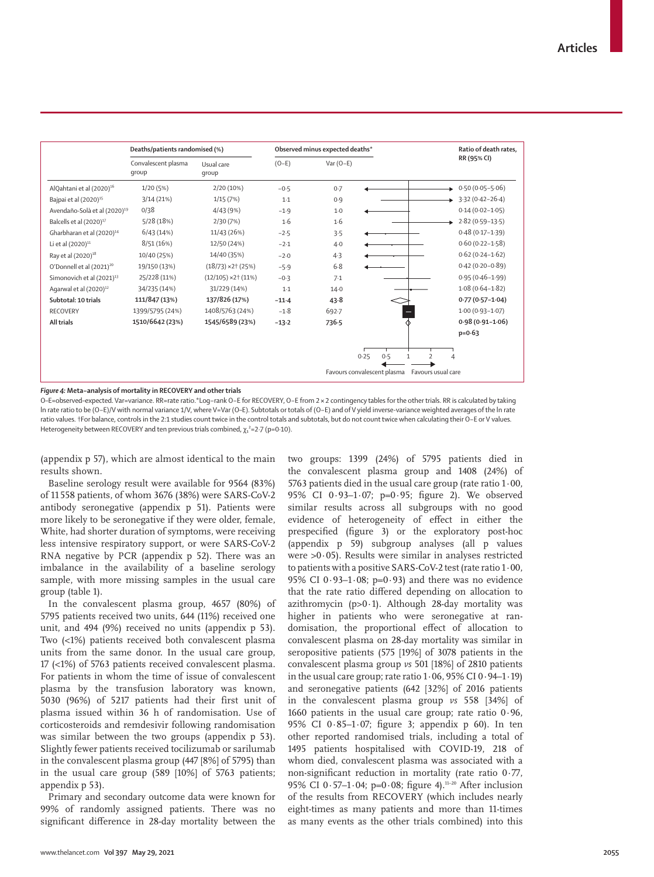| | Deaths/patients randomised (%) | | Observed minus expected deaths* | | Ratio of death rates, RR (95% CI) |
|---|---|---|---|---|---|
| | Convalescent plasma group | Usual care group | (O−E) | Var (O−E) | |
| AlQahtani et al (2020)[16] | 1/20 (5%) | 2/20 (10%) | −0·5 | 0·7 | 0·50 (0·05–5·06) |
| Bajpai et al (2020)[15] | 3/14 (21%) | 1/15 (7%) | 1·1 | 0·9 | 3·32 (0·42–26·4) |
| Avendaño-Solà et al (2020)[19] | 0/38 | 4/43 (9%) | −1·9 | 1·0 | 0·14 (0·02–1·05) |
| Balcells et al (2020)[17] | 5/28 (18%) | 2/30 (7%) | 1·6 | 1·6 | 2·82 (0·59–13·5) |
| Gharbharan et al (2020)[14] | 6/43 (14%) | 11/43 (26%) | −2·5 | 3·5 | 0·48 (0·17–1·39) |
| Li et al (2020)[11] | 8/51 (16%) | 12/50 (24%) | −2·1 | 4·0 | 0·60 (0·22–1·58) |
| Ray et al (2020)[18] | 10/40 (25%) | 14/40 (35%) | −2·0 | 4·3 | 0·62 (0·24–1·62) |
| O'Donnell et al (2021)[20] | 19/150 (13%) | (18/73) ×2† (25%) | −5·9 | 6·8 | 0·42 (0·20–0·89) |
| Simonovich et al (2021)[13] | 25/228 (11%) | (12/105) ×2† (11%) | −0·3 | 7·1 | 0·95 (0·46–1·99) |
| Agarwal et al (2020)[12] | 34/235 (14%) | 31/229 (14%) | 1·1 | 14·0 | 1·08 (0·64–1·82) |
| **Subtotal: 10 trials** | **111/847 (13%)** | **137/826 (17%)** | **−11·4** | **43·8** | **0·77 (0·57–1·04)** |
| RECOVERY | 1399/5795 (24%) | 1408/5763 (24%) | −1·8 | 692·7 | 1·00 (0·93–1·07) |
| **All trials** | **1510/6642 (23%)** | **1545/6589 (23%)** | **−13·2** | **736·5** | **0·98 (0·91–1·06)** p=0·63 |

Favours convalescent plasma — Favours usual care (scale: 0·25, 0·5, 1, 2, 4)

*Figure 4:* **Meta-analysis of mortality in RECOVERY and other trials**

O−E=observed−expected. Var=variance. RR=rate ratio.*Log-rank O−E for RECOVERY, O−E from 2 × 2 contingency tables for the other trials. RR is calculated by taking ln rate ratio to be (O−E)/V with normal variance 1/V, where V=Var (O−E). Subtotals or totals of (O−E) and of V yield inverse-variance weighted averages of the ln rate ratio values. †For balance, controls in the 2:1 studies count twice in the control totals and subtotals, but do not count twice when calculating their O−E or V values. Heterogeneity between RECOVERY and ten previous trials combined, $\chi_1^2$=2·7 (p=0·10).

(appendix p 57), which are almost identical to the main results shown.

Baseline serology result were available for 9564 (83%) of 11 558 patients, of whom 3676 (38%) were SARS-CoV-2 antibody seronegative (appendix p 51). Patients were more likely to be seronegative if they were older, female, White, had shorter duration of symptoms, were receiving less intensive respiratory support, or were SARS-CoV-2 RNA negative by PCR (appendix p 52). There was an imbalance in the availability of a baseline serology sample, with more missing samples in the usual care group (table 1).

In the convalescent plasma group, 4657 (80%) of 5795 patients received two units, 644 (11%) received one unit, and 494 (9%) received no units (appendix p 53). Two (<1%) patients received both convalescent plasma units from the same donor. In the usual care group, 17 (<1%) of 5763 patients received convalescent plasma. For patients in whom the time of issue of convalescent plasma by the transfusion laboratory was known, 5030 (96%) of 5217 patients had their first unit of plasma issued within 36 h of randomisation. Use of corticosteroids and remdesivir following randomisation was similar between the two groups (appendix p 53). Slightly fewer patients received tocilizumab or sarilumab in the convalescent plasma group (447 [8%] of 5795) than in the usual care group (589 [10%] of 5763 patients; appendix p 53).

Primary and secondary outcome data were known for 99% of randomly assigned patients. There was no significant difference in 28-day mortality between the two groups: 1399 (24%) of 5795 patients died in the convalescent plasma group and 1408 (24%) of 5763 patients died in the usual care group (rate ratio 1·00, 95% CI 0·93–1·07; p=0·95; figure 2). We observed similar results across all subgroups with no good evidence of heterogeneity of effect in either the prespecified (figure 3) or the exploratory post-hoc (appendix p 59) subgroup analyses (all p values were >0·05). Results were similar in analyses restricted to patients with a positive SARS-CoV-2 test (rate ratio 1·00, 95% CI 0·93–1·08; p=0·93) and there was no evidence that the rate ratio differed depending on allocation to azithromycin (p>0·1). Although 28-day mortality was higher in patients who were seronegative at randomisation, the proportional effect of allocation to convalescent plasma on 28-day mortality was similar in seropositive patients (575 [19%] of 3078 patients in the convalescent plasma group *vs* 501 [18%] of 2810 patients in the usual care group; rate ratio 1·06, 95% CI 0·94–1·19) and seronegative patients (642 [32%] of 2016 patients in the convalescent plasma group *vs* 558 [34%] of 1660 patients in the usual care group; rate ratio 0·96, 95% CI 0·85–1·07; figure 3; appendix p 60). In ten other reported randomised trials, including a total of 1495 patients hospitalised with COVID-19, 218 of whom died, convalescent plasma was associated with a non-significant reduction in mortality (rate ratio 0·77, 95% CI 0·57–1·04; p=0·08; figure 4).[11–20] After inclusion of the results from RECOVERY (which includes nearly eight-times as many patients and more than 11-times as many events as the other trials combined) into this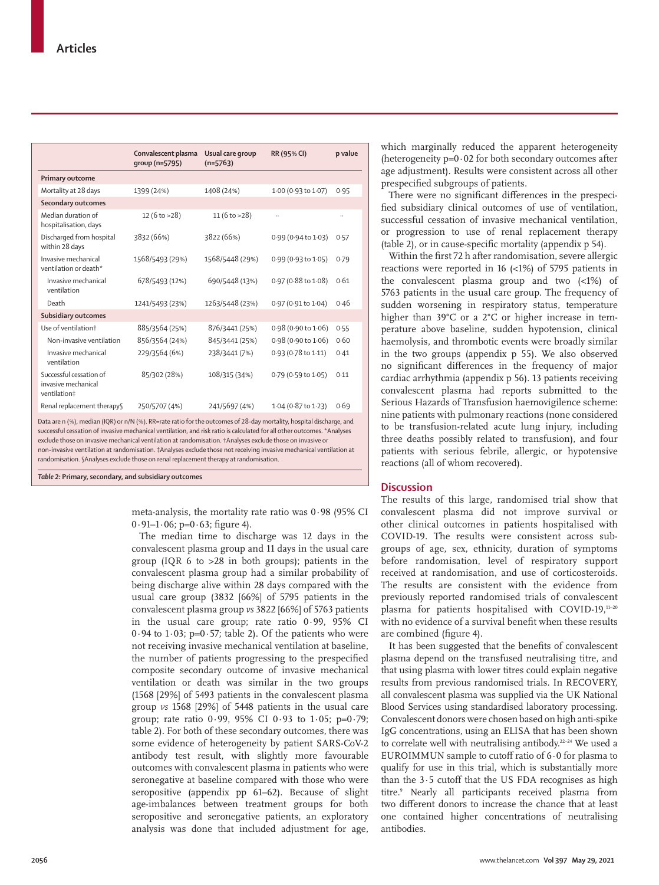| | Convalescent plasma group (n=5795) | Usual care group (n=5763) | RR (95% CI) | p value |
|---|---|---|---|---|
| **Primary outcome** | | | | |
| Mortality at 28 days | 1399 (24%) | 1408 (24%) | 1·00 (0·93 to 1·07) | 0·95 |
| **Secondary outcomes** | | | | |
| Median duration of hospitalisation, days | 12 (6 to >28) | 11 (6 to >28) | .. | .. |
| Discharged from hospital within 28 days | 3832 (66%) | 3822 (66%) | 0·99 (0·94 to 1·03) | 0·57 |
| Invasive mechanical ventilation or death* | 1568/5493 (29%) | 1568/5448 (29%) | 0·99 (0·93 to 1·05) | 0·79 |
| Invasive mechanical ventilation | 678/5493 (12%) | 690/5448 (13%) | 0·97 (0·88 to 1·08) | 0·61 |
| Death | 1241/5493 (23%) | 1263/5448 (23%) | 0·97 (0·91 to 1·04) | 0·46 |
| **Subsidiary outcomes** | | | | |
| Use of ventilation† | 885/3564 (25%) | 876/3441 (25%) | 0·98 (0·90 to 1·06) | 0·55 |
| Non-invasive ventilation | 856/3564 (24%) | 845/3441 (25%) | 0·98 (0·90 to 1·06) | 0·60 |
| Invasive mechanical ventilation | 229/3564 (6%) | 238/3441 (7%) | 0·93 (0·78 to 1·11) | 0·41 |
| Successful cessation of invasive mechanical ventilation‡ | 85/302 (28%) | 108/315 (34%) | 0·79 (0·59 to 1·05) | 0·11 |
| Renal replacement therapy§ | 250/5707 (4%) | 241/5697 (4%) | 1·04 (0·87 to 1·23) | 0·69 |

Data are n (%), median (IQR) or n/N (%). RR=rate ratio for the outcomes of 28-day mortality, hospital discharge, and successful cessation of invasive mechanical ventilation, and risk ratio is calculated for all other outcomes. *Analyses exclude those on invasive mechanical ventilation at randomisation. †Analyses exclude those on invasive or non-invasive ventilation at randomisation. ‡Analyses exclude those not receiving invasive mechanical ventilation at randomisation. §Analyses exclude those not on renal replacement therapy at randomisation.

*Table 2:* **Primary, secondary, and subsidiary outcomes**

meta-analysis, the mortality rate ratio was 0·98 (95% CI 0·91–1·06; p=0·63; figure 4).

The median time to discharge was 12 days in the convalescent plasma group and 11 days in the usual care group (IQR 6 to >28 in both groups); patients in the convalescent plasma group had a similar probability of being discharge alive within 28 days compared with the usual care group (3832 [66%] of 5795 patients in the convalescent plasma group *vs* 3822 [66%] of 5763 patients in the usual care group; rate ratio 0·99, 95% CI 0·94 to 1·03; p=0·57; table 2). Of the patients who were not receiving invasive mechanical ventilation at baseline, the number of patients progressing to the prespecified composite secondary outcome of invasive mechanical ventilation or death was similar in the two groups (1568 [29%] of 5493 patients in the convalescent plasma group *vs* 1568 [29%] of 5448 patients in the usual care group; rate ratio 0·99, 95% CI 0·93 to 1·05; p=0·79; table 2). For both of these secondary outcomes, there was some evidence of heterogeneity by patient SARS-CoV-2 antibody test result, with slightly more favourable outcomes with convalescent plasma in patients who were seronegative at baseline compared with those who were seropositive (appendix pp 61–62). Because of slight age-imbalances between treatment groups for both seropositive and seronegative patients, an exploratory analysis was done that included adjustment for age, which marginally reduced the apparent heterogeneity (heterogeneity p=0·02 for both secondary outcomes after age adjustment). Results were consistent across all other prespecified subgroups of patients.

There were no significant differences in the prespecified subsidiary clinical outcomes of use of ventilation, successful cessation of invasive mechanical ventilation, or progression to use of renal replacement therapy (table 2), or in cause-specific mortality (appendix p 54).

Within the first 72 h after randomisation, severe allergic reactions were reported in 16 (<1%) of 5795 patients in the convalescent plasma group and two (<1%) of 5763 patients in the usual care group. The frequency of sudden worsening in respiratory status, temperature higher than 39°C or a 2°C or higher increase in temperature above baseline, sudden hypotension, clinical haemolysis, and thrombotic events were broadly similar in the two groups (appendix p 55). We also observed no significant differences in the frequency of major cardiac arrhythmia (appendix p 56). 13 patients receiving convalescent plasma had reports submitted to the Serious Hazards of Transfusion haemovigilence scheme: nine patients with pulmonary reactions (none considered to be transfusion-related acute lung injury, including three deaths possibly related to transfusion), and four patients with serious febrile, allergic, or hypotensive reactions (all of whom recovered).

## Discussion

The results of this large, randomised trial show that convalescent plasma did not improve survival or other clinical outcomes in patients hospitalised with COVID-19. The results were consistent across subgroups of age, sex, ethnicity, duration of symptoms before randomisation, level of respiratory support received at randomisation, and use of corticosteroids. The results are consistent with the evidence from previously reported randomised trials of convalescent plasma for patients hospitalised with COVID-19,[11–20] with no evidence of a survival benefit when these results are combined (figure 4).

It has been suggested that the benefits of convalescent plasma depend on the transfused neutralising titre, and that using plasma with lower titres could explain negative results from previous randomised trials. In RECOVERY, all convalescent plasma was supplied via the UK National Blood Services using standardised laboratory processing. Convalescent donors were chosen based on high anti-spike IgG concentrations, using an ELISA that has been shown to correlate well with neutralising antibody.[22–24] We used a EUROIMMUN sample to cutoff ratio of 6·0 for plasma to qualify for use in this trial, which is substantially more than the 3·5 cutoff that the US FDA recognises as high titre.[9] Nearly all participants received plasma from two different donors to increase the chance that at least one contained higher concentrations of neutralising antibodies.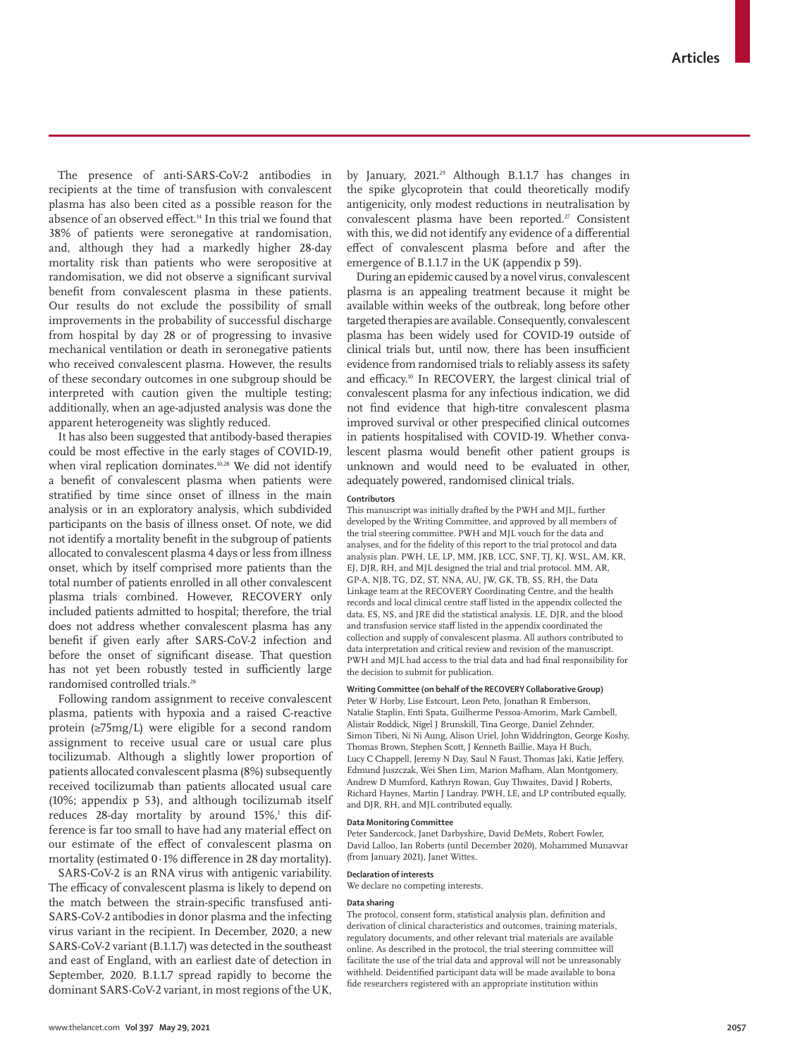The presence of anti-SARS-CoV-2 antibodies in recipients at the time of transfusion with convalescent plasma has also been cited as a possible reason for the absence of an observed effect.[14] In this trial we found that 38% of patients were seronegative at randomisation, and, although they had a markedly higher 28-day mortality risk than patients who were seropositive at randomisation, we did not observe a significant survival benefit from convalescent plasma in these patients. Our results do not exclude the possibility of small improvements in the probability of successful discharge from hospital by day 28 or of progressing to invasive mechanical ventilation or death in seronegative patients who received convalescent plasma. However, the results of these secondary outcomes in one subgroup should be interpreted with caution given the multiple testing; additionally, when an age-adjusted analysis was done the apparent heterogeneity was slightly reduced.

It has also been suggested that antibody-based therapies could be most effective in the early stages of COVID-19, when viral replication dominates.[10,28] We did not identify a benefit of convalescent plasma when patients were stratified by time since onset of illness in the main analysis or in an exploratory analysis, which subdivided participants on the basis of illness onset. Of note, we did not identify a mortality benefit in the subgroup of patients allocated to convalescent plasma 4 days or less from illness onset, which by itself comprised more patients than the total number of patients enrolled in all other convalescent plasma trials combined. However, RECOVERY only included patients admitted to hospital; therefore, the trial does not address whether convalescent plasma has any benefit if given early after SARS-CoV-2 infection and before the onset of significant disease. That question has not yet been robustly tested in sufficiently large randomised controlled trials.[28]

Following random assignment to receive convalescent plasma, patients with hypoxia and a raised C-reactive protein (≥75mg/L) were eligible for a second random assignment to receive usual care or usual care plus tocilizumab. Although a slightly lower proportion of patients allocated convalescent plasma (8%) subsequently received tocilizumab than patients allocated usual care (10%; appendix p 53), and although tocilizumab itself reduces 28-day mortality by around 15%,[1] this difference is far too small to have had any material effect on our estimate of the effect of convalescent plasma on mortality (estimated 0·1% difference in 28 day mortality).

SARS-CoV-2 is an RNA virus with antigenic variability. The efficacy of convalescent plasma is likely to depend on the match between the strain-specific transfused anti-SARS-CoV-2 antibodies in donor plasma and the infecting virus variant in the recipient. In December, 2020, a new SARS-CoV-2 variant (B.1.1.7) was detected in the southeast and east of England, with an earliest date of detection in September, 2020. B.1.1.7 spread rapidly to become the dominant SARS-CoV-2 variant, in most regions of the UK, by January, 2021.[29] Although B.1.1.7 has changes in the spike glycoprotein that could theoretically modify antigenicity, only modest reductions in neutralisation by convalescent plasma have been reported.[27] Consistent with this, we did not identify any evidence of a differential effect of convalescent plasma before and after the emergence of B.1.1.7 in the UK (appendix p 59).

During an epidemic caused by a novel virus, convalescent plasma is an appealing treatment because it might be available within weeks of the outbreak, long before other targeted therapies are available. Consequently, convalescent plasma has been widely used for COVID-19 outside of clinical trials but, until now, there has been insufficient evidence from randomised trials to reliably assess its safety and efficacy.[10] In RECOVERY, the largest clinical trial of convalescent plasma for any infectious indication, we did not find evidence that high-titre convalescent plasma improved survival or other prespecified clinical outcomes in patients hospitalised with COVID-19. Whether convalescent plasma would benefit other patient groups is unknown and would need to be evaluated in other, adequately powered, randomised clinical trials.

#### Contributors

This manuscript was initially drafted by the PWH and MJL, further developed by the Writing Committee, and approved by all members of the trial steering committee. PWH and MJL vouch for the data and analyses, and for the fidelity of this report to the trial protocol and data analysis plan. PWH, LE, LP, MM, JKB, LCC, SNF, TJ, KJ, WSL, AM, KR, EJ, DJR, RH, and MJL designed the trial and trial protocol. MM, AR, GP-A, NJB, TG, DZ, ST, NNA, AU, JW, GK, TB, SS, RH, the Data Linkage team at the RECOVERY Coordinating Centre, and the health records and local clinical centre staff listed in the appendix collected the data. ES, NS, and JRE did the statistical analysis. LE, DJR, and the blood and transfusion service staff listed in the appendix coordinated the collection and supply of convalescent plasma. All authors contributed to data interpretation and critical review and revision of the manuscript. PWH and MJL had access to the trial data and had final responsibility for the decision to submit for publication.

#### Writing Committee (on behalf of the RECOVERY Collaborative Group)

Peter W Horby, Lise Estcourt, Leon Peto, Jonathan R Emberson, Natalie Staplin, Enti Spata, Guilherme Pessoa-Amorim, Mark Campbell, Alistair Roddick, Nigel J Brunskill, Tina George, Daniel Zehnder, Simon Tiberi, Ni Ni Aung, Alison Uriel, John Widdrington, George Koshy, Thomas Brown, Stephen Scott, J Kenneth Baillie, Maya H Buch, Lucy C Chappell, Jeremy N Day, Saul N Faust, Thomas Jaki, Katie Jeffery, Edmund Juszczak, Wei Shen Lim, Marion Mafham, Alan Montgomery, Andrew D Mumford, Kathryn Rowan, Guy Thwaites, David J Roberts, Richard Haynes, Martin J Landray. PWH, LE, and LP contributed equally, and DJR, RH, and MJL contributed equally.

#### Data Monitoring Committee

Peter Sandercock, Janet Darbyshire, David DeMets, Robert Fowler, David Lalloo, Ian Roberts (until December 2020), Mohammed Munavvar (from January 2021), Janet Wittes.

#### Declaration of interests

We declare no competing interests.

#### Data sharing

The protocol, consent form, statistical analysis plan, definition and derivation of clinical characteristics and outcomes, training materials, regulatory documents, and other relevant trial materials are available online. As described in the protocol, the trial steering committee will facilitate the use of the trial data and approval will not be unreasonably withheld. Deidentified participant data will be made available to bona fide researchers registered with an appropriate institution within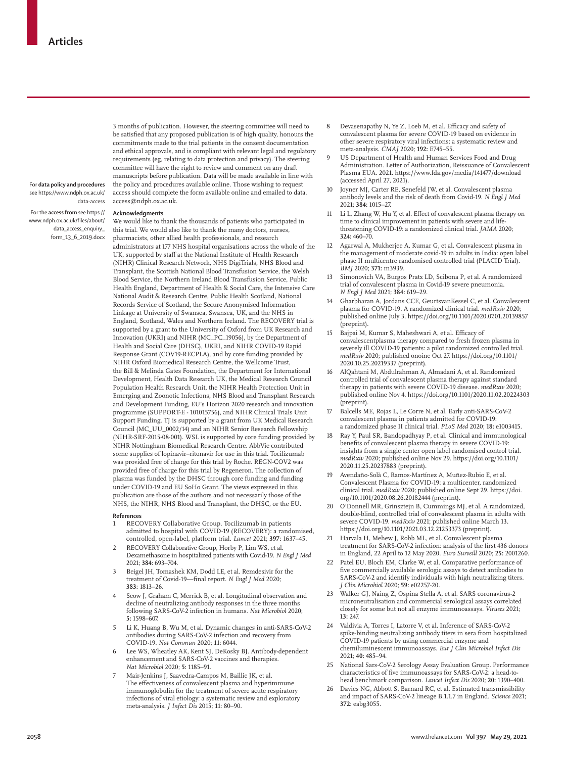3 months of publication. However, the steering committee will need to be satisfied that any proposed publication is of high quality, honours the commitments made to the trial patients in the consent documentation and ethical approvals, and is compliant with relevant legal and regulatory requirements (eg, relating to data protection and privacy). The steering committee will have the right to review and comment on any draft manuscripts before publication. Data will be made available in line with the policy and procedures available online. Those wishing to request access should complete the form available online and emailed to data.access@ndph.ox.ac.uk.

For **data policy and procedures** see https://www.ndph.ox.ac.uk/data-access

For the **access from** see https://www.ndph.ox.ac.uk/files/about/data_access_enquiry_form_13_6_2019.docx

### Acknowledgments

We would like to thank the thousands of patients who participated in this trial. We would also like to thank the many doctors, nurses, pharmacists, other allied health professionals, and research administrators at 177 NHS hospital organisations across the whole of the UK, supported by staff at the National Institute of Health Research (NIHR) Clinical Research Network, NHS DigiTrials, NHS Blood and Transplant, the Scottish National Blood Transfusion Service, the Welsh Blood Service, the Northern Ireland Blood Transfusion Service, Public Health England, Department of Health & Social Care, the Intensive Care National Audit & Research Centre, Public Health Scotland, National Records Service of Scotland, the Secure Anonymised Information Linkage at University of Swansea, Swansea, UK, and the NHS in England, Scotland, Wales and Northern Ireland. The RECOVERY trial is supported by a grant to the University of Oxford from UK Research and Innovation (UKRI) and NIHR (MC_PC_19056), by the Department of Health and Social Care (DHSC), UKRI, and NIHR COVID-19 Rapid Response Grant (COV19-RECPLA), and by core funding provided by NIHR Oxford Biomedical Research Centre, the Wellcome Trust, the Bill & Melinda Gates Foundation, the Department for International Development, Health Data Research UK, the Medical Research Council Population Health Research Unit, the NIHR Health Protection Unit in Emerging and Zoonotic Infections, NHS Blood and Transplant Research and Development Funding, EU's Horizon 2020 research and innovation programme (SUPPORT-E - 101015756), and NIHR Clinical Trials Unit Support Funding. TJ is supported by a grant from UK Medical Research Council (MC_UU_0002/14) and an NIHR Senior Research Fellowship (NIHR-SRF-2015-08-001). WSL is supported by core funding provided by NIHR Nottingham Biomedical Research Centre. AbbVie contributed some supplies of lopinavir–ritonavir for use in this trial. Tocilizumab was provided free of charge for this trial by Roche. REGN-COV2 was provided free of charge for this trial by Regeneron. The collection of plasma was funded by the DHSC through core funding and funding under COVID-19 and EU SoHo Grant. The views expressed in this publication are those of the authors and not necessarily those of the NHS, the NIHR, NHS Blood and Transplant, the DHSC, or the EU.

### References

1. RECOVERY Collaborative Group. Tocilizumab in patients admitted to hospital with COVID-19 (RECOVERY): a randomised, controlled, open-label, platform trial. *Lancet* 2021; **397:** 1637–45.
2. RECOVERY Collaborative Group, Horby P, Lim WS, et al. Dexamethasone in hospitalized patients with Covid-19. *N Engl J Med* 2021; **384:** 693–704.
3. Beigel JH, Tomashek KM, Dodd LE, et al. Remdesivir for the treatment of Covid-19—final report. *N Engl J Med* 2020; **383:** 1813–26.
4. Seow J, Graham C, Merrick B, et al. Longitudinal observation and decline of neutralizing antibody responses in the three months following SARS-CoV-2 infection in humans. *Nat Microbiol* 2020; **5:** 1598–607.
5. Li K, Huang B, Wu M, et al. Dynamic changes in anti-SARS-CoV-2 antibodies during SARS-CoV-2 infection and recovery from COVID-19. *Nat Commun* 2020; **11:** 6044.
6. Lee WS, Wheatley AK, Kent SJ, DeKosky BJ. Antibody-dependent enhancement and SARS-CoV-2 vaccines and therapies. *Nat Microbiol* 2020; **5:** 1185–91.
7. Mair-Jenkins J, Saavedra-Campos M, Baillie JK, et al. The effectiveness of convalescent plasma and hyperimmune immunoglobulin for the treatment of severe acute respiratory infections of viral etiology: a systematic review and exploratory meta-analysis. *J Infect Dis* 2015; **11:** 80–90.
8. Devasenapathy N, Ye Z, Loeb M, et al. Efficacy and safety of convalescent plasma for severe COVID-19 based on evidence in other severe respiratory viral infections: a systematic review and meta-analysis. *CMAJ* 2020; **192:** E745–55.
9. US Department of Health and Human Services Food and Drug Administration. Letter of Authorization, Reissuance of Convalescent Plasma EUA. 2021. https://www.fda.gov/media/141477/download (accessed April 27, 2021).
10. Joyner MJ, Carter RE, Senefeld JW, et al. Convalescent plasma antibody levels and the risk of death from Covid-19. *N Engl J Med* 2021; **384:** 1015–27.
11. Li L, Zhang W, Hu Y, et al. Effect of convalescent plasma therapy on time to clinical improvement in patients with severe and life-threatening COVID-19: a randomized clinical trial. *JAMA* 2020; **324:** 460–70.
12. Agarwal A, Mukherjee A, Kumar G, et al. Convalescent plasma in the management of moderate covid-19 in adults in India: open label phase II multicentre randomised controlled trial (PLACID Trial). *BMJ* 2020; **371:** m3939.
13. Simonovich VA, Burgos Pratx LD, Scibona P, et al. A randomized trial of convalescent plasma in Covid-19 severe pneumonia. *N Engl J Med* 2021; **384:** 619–29.
14. Gharbharan A, Jordans CCE, GeurtsvanKessel C, et al. Convalescent plasma for COVID-19. A randomized clinical trial. *medRxiv* 2020; published online July 3. https://doi.org/10.1101/2020.07.01.20139857 (preprint).
15. Bajpai M, Kumar S, Maheshwari A, et al. Efficacy of convalescentplasma therapy compared to fresh frozen plasma in severely ill COVID-19 patients: a pilot randomized controlled trial. *medRxiv* 2020; published onoine Oct 27. https://doi.org/10.1101/2020.10.25.20219337 (preprint).
16. AlQahtani M, Abdulrahman A, Almadani A, et al. Randomized controlled trial of convalescent plasma therapy against standard therapy in patients with severe COVID-19 disease. *medRxiv* 2020; published online Nov 4. https://doi.org/10.1101/2020.11.02.20224303 (preprint).
17. Balcells ME, Rojas L, Le Corre N, et al. Early anti-SARS-CoV-2 convalescent plasma in patients admitted for COVID-19: a randomized phase II clinical trial. *PLoS Med* 2020; **18:** e1003415.
18. Ray Y, Paul SR, Bandopadhyay P, et al. Clinical and immunological benefits of convalescent plasma therapy in severe COVID-19: insights from a single center open label randomised control trial. *medRxiv* 2020; published online Nov 29. https://doi.org/10.1101/2020.11.25.20237883 (preprint).
19. Avendaño-Solà C, Ramos-Martínez A, Muñez-Rubio E, et al. Convalescent Plasma for COVID-19: a multicenter, randomized clinical trial. *medRxiv* 2020; published online Sept 29. https://doi.org/10.1101/2020.08.26.20182444 (preprint).
20. O'Donnell MR, Grinsztejn B, Cummings MJ, et al. A randomized, double-blind, controlled trial of convalescent plasma in adults with severe COVID-19. *medRxiv* 2021; published online March 13. https://doi.org/10.1101/2021.03.12.21253373 (preprint).
21. Harvala H, Mehew J, Robb ML, et al. Convalescent plasma treatment for SARS-CoV-2 infection: analysis of the first 436 donors in England, 22 April to 12 May 2020. *Euro Surveill* 2020; **25:** 2001260.
22. Patel EU, Bloch EM, Clarke W, et al. Comparative performance of five commercially available serologic assays to detect antibodies to SARS-CoV-2 and identify individuals with high neutralizing titers. *J Clin Microbiol* 2020; **59:** e02257-20.
23. Walker GJ, Naing Z, Ospina Stella A, et al. SARS coronavirus-2 microneutralisation and commercial serological assays correlated closely for some but not all enzyme immunoassays. *Viruses* 2021; **13:** 247.
24. Valdivia A, Torres I, Latorre V, et al. Inference of SARS-CoV-2 spike-binding neutralizing antibody titers in sera from hospitalized COVID-19 patients by using commercial enzyme and chemiluminescent immunoassays. *Eur J Clin Microbiol Infect Dis* 2021; **40:** 485–94.
25. National Sars-CoV-2 Serology Assay Evaluation Group. Performance characteristics of five immunoassays for SARS-CoV-2: a head-to-head benchmark comparison. *Lancet Infect Dis* 2020; **20:** 1390–400.
26. Davies NG, Abbott S, Barnard RC, et al. Estimated transmissibility and impact of SARS-CoV-2 lineage B.1.1.7 in England. *Science* 2021; **372:** eabg3055.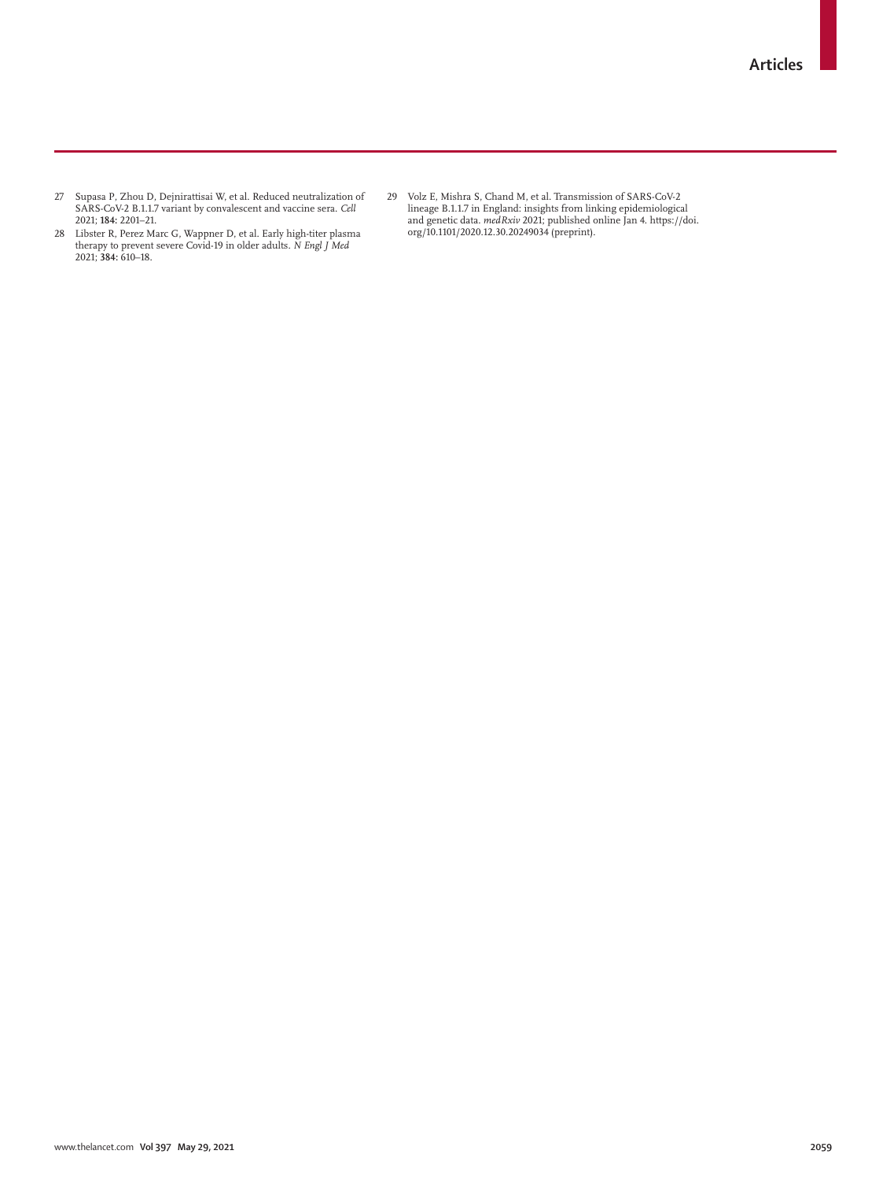27 Supasa P, Zhou D, Dejnirattisai W, et al. Reduced neutralization of SARS-CoV-2 B.1.1.7 variant by convalescent and vaccine sera. *Cell* 2021; **184:** 2201–21.

28 Libster R, Perez Marc G, Wappner D, et al. Early high-titer plasma therapy to prevent severe Covid-19 in older adults. *N Engl J Med* 2021; **384:** 610–18.

29 Volz E, Mishra S, Chand M, et al. Transmission of SARS-CoV-2 lineage B.1.1.7 in England: insights from linking epidemiological and genetic data. *medRxiv* 2021; published online Jan 4. https://doi.org/10.1101/2020.12.30.20249034 (preprint).